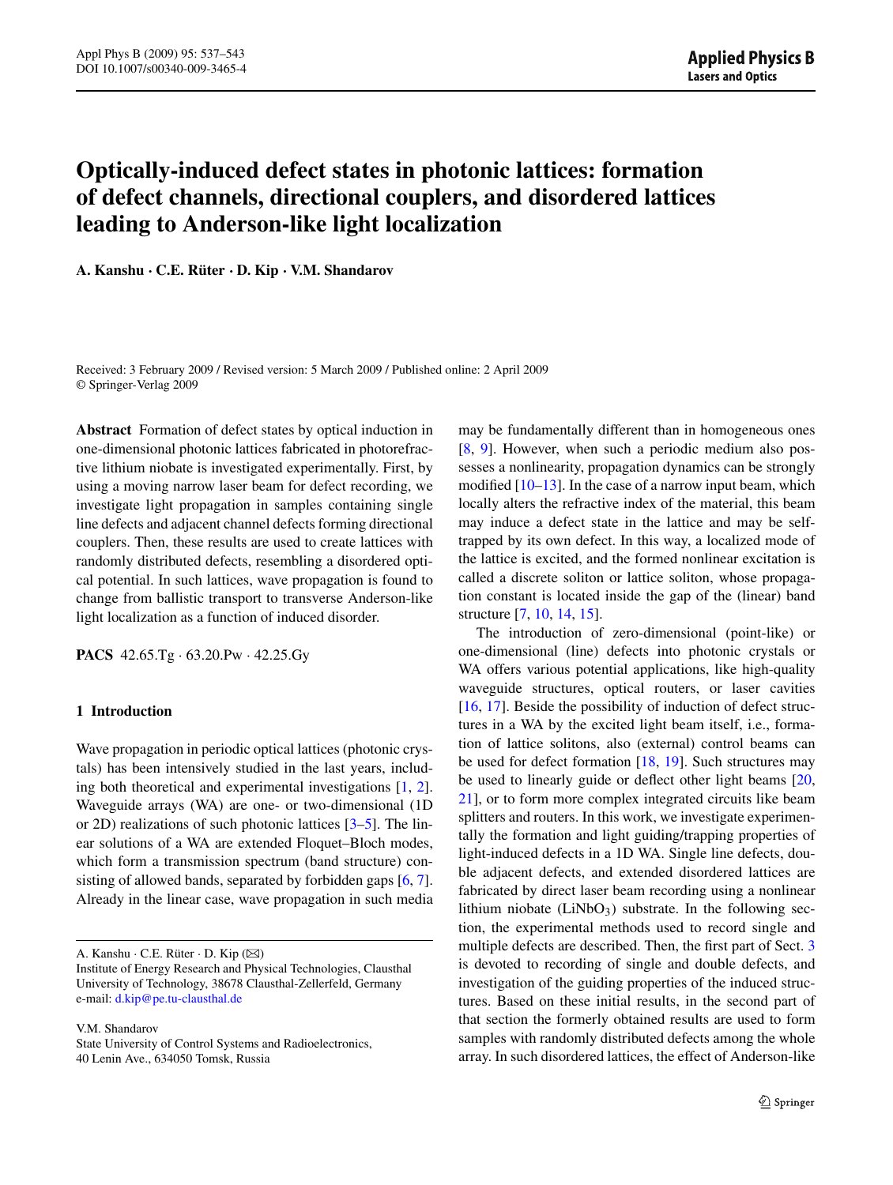# Optically-induced defect states in photonic lattices: formation of defect channels, directional couplers, and disordered lattices leading to Anderson-like light localization

**A. Kanshu · C.E. Rüter · D. Kip · V.M. Shandarov**

Received: 3 February 2009 / Revised version: 5 March 2009 / Published online: 2 April 2009
© Springer-Verlag 2009

**Abstract** Formation of defect states by optical induction in one-dimensional photonic lattices fabricated in photorefractive lithium niobate is investigated experimentally. First, by using a moving narrow laser beam for defect recording, we investigate light propagation in samples containing single line defects and adjacent channel defects forming directional couplers. Then, these results are used to create lattices with randomly distributed defects, resembling a disordered optical potential. In such lattices, wave propagation is found to change from ballistic transport to transverse Anderson-like light localization as a function of induced disorder.

**PACS** 42.65.Tg · 63.20.Pw · 42.25.Gy

## 1 Introduction

Wave propagation in periodic optical lattices (photonic crystals) has been intensively studied in the last years, including both theoretical and experimental investigations [1, 2]. Waveguide arrays (WA) are one- or two-dimensional (1D or 2D) realizations of such photonic lattices [3–5]. The linear solutions of a WA are extended Floquet–Bloch modes, which form a transmission spectrum (band structure) consisting of allowed bands, separated by forbidden gaps [6, 7]. Already in the linear case, wave propagation in such media may be fundamentally different than in homogeneous ones [8, 9]. However, when such a periodic medium also possesses a nonlinearity, propagation dynamics can be strongly modified [10–13]. In the case of a narrow input beam, which locally alters the refractive index of the material, this beam may induce a defect state in the lattice and may be self-trapped by its own defect. In this way, a localized mode of the lattice is excited, and the formed nonlinear excitation is called a discrete soliton or lattice soliton, whose propagation constant is located inside the gap of the (linear) band structure [7, 10, 14, 15].

The introduction of zero-dimensional (point-like) or one-dimensional (line) defects into photonic crystals or WA offers various potential applications, like high-quality waveguide structures, optical routers, or laser cavities [16, 17]. Beside the possibility of induction of defect structures in a WA by the excited light beam itself, i.e., formation of lattice solitons, also (external) control beams can be used for defect formation [18, 19]. Such structures may be used to linearly guide or deflect other light beams [20, 21], or to form more complex integrated circuits like beam splitters and routers. In this work, we investigate experimentally the formation and light guiding/trapping properties of light-induced defects in a 1D WA. Single line defects, double adjacent defects, and extended disordered lattices are fabricated by direct laser beam recording using a nonlinear lithium niobate ($LiNbO_3$) substrate. In the following section, the experimental methods used to record single and multiple defects are described. Then, the first part of Sect. 3 is devoted to recording of single and double defects, and investigation of the guiding properties of the induced structures. Based on these initial results, in the second part of that section the formerly obtained results are used to form samples with randomly distributed defects among the whole array. In such disordered lattices, the effect of Anderson-like

A. Kanshu · C.E. Rüter · D. Kip (✉)
Institute of Energy Research and Physical Technologies, Clausthal University of Technology, 38678 Clausthal-Zellerfeld, Germany
e-mail: d.kip@pe.tu-clausthal.de

V.M. Shandarov
State University of Control Systems and Radioelectronics, 40 Lenin Ave., 634050 Tomsk, Russia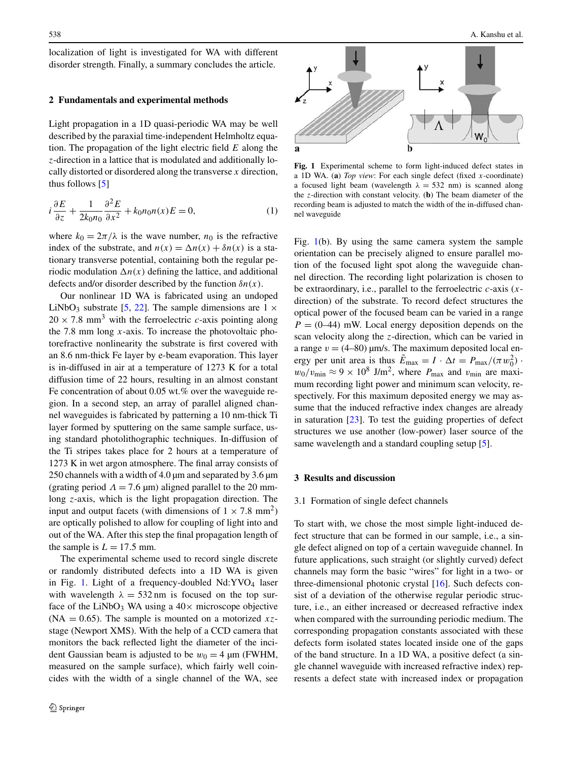localization of light is investigated for WA with different disorder strength. Finally, a summary concludes the article.

## 2 Fundamentals and experimental methods

Light propagation in a 1D quasi-periodic WA may be well described by the paraxial time-independent Helmholtz equation. The propagation of the light electric field $E$ along the $z$-direction in a lattice that is modulated and additionally locally distorted or disordered along the transverse $x$ direction, thus follows [5]

$$i\frac{\partial E}{\partial z} + \frac{1}{2k_0 n_0}\frac{\partial^2 E}{\partial x^2} + k_0 n_0 n(x) E = 0, \tag{1}$$

where $k_0 = 2\pi/\lambda$ is the wave number, $n_0$ is the refractive index of the substrate, and $n(x) = \Delta n(x) + \delta n(x)$ is a stationary transverse potential, containing both the regular periodic modulation $\Delta n(x)$ defining the lattice, and additional defects and/or disorder described by the function $\delta n(x)$.

Our nonlinear 1D WA is fabricated using an undoped $LiNbO_3$ substrate [5, 22]. The sample dimensions are $1 \times 20 \times 7.8$ mm$^3$ with the ferroelectric $c$-axis pointing along the 7.8 mm long $x$-axis. To increase the photovoltaic photorefractive nonlinearity the substrate is first covered with an 8.6 nm-thick Fe layer by e-beam evaporation. This layer is in-diffused in air at a temperature of 1273 K for a total diffusion time of 22 hours, resulting in an almost constant Fe concentration of about 0.05 wt.% over the waveguide region. In a second step, an array of parallel aligned channel waveguides is fabricated by patterning a 10 nm-thick Ti layer formed by sputtering on the same sample surface, using standard photolithographic techniques. In-diffusion of the Ti stripes takes place for 2 hours at a temperature of 1273 K in wet argon atmosphere. The final array consists of 250 channels with a width of 4.0 µm and separated by 3.6 µm (grating period $\Lambda = 7.6$ µm) aligned parallel to the 20 mm-long $z$-axis, which is the light propagation direction. The input and output facets (with dimensions of $1 \times 7.8$ mm$^2$) are optically polished to allow for coupling of light into and out of the WA. After this step the final propagation length of the sample is $L = 17.5$ mm.

The experimental scheme used to record single discrete or randomly distributed defects into a 1D WA is given in Fig. 1. Light of a frequency-doubled Nd:$YVO_4$ laser with wavelength $\lambda = 532$ nm is focused on the top surface of the $LiNbO_3$ WA using a 40× microscope objective (NA = 0.65). The sample is mounted on a motorized $xz$-stage (Newport XMS). With the help of a CCD camera that monitors the back reflected light the diameter of the incident Gaussian beam is adjusted to be $w_0 = 4$ µm (FWHM, measured on the sample surface), which fairly well coincides with the width of a single channel of the WA, see Fig. 1(b). By using the same camera system the sample orientation can be precisely aligned to ensure parallel motion of the focused light spot along the waveguide channel direction. The recording light polarization is chosen to be extraordinary, i.e., parallel to the ferroelectric $c$-axis ($x$-direction) of the substrate. To record defect structures the optical power of the focused beam can be varied in a range $P = (0\text{–}44)$ mW. Local energy deposition depends on the scan velocity along the $z$-direction, which can be varied in a range $v = (4\text{–}80)$ µm/s. The maximum deposited local energy per unit area is thus $\tilde{E}_{\max} = I \cdot \Delta t = P_{\max}/(\pi w_0^2) \cdot w_0/v_{\min} \approx 9 \times 10^8$ J/m$^2$, where $P_{\max}$ and $v_{\min}$ are maximum recording light power and minimum scan velocity, respectively. For this maximum deposited energy we may assume that the induced refractive index changes are already in saturation [23]. To test the guiding properties of defect structures we use another (low-power) laser source of the same wavelength and a standard coupling setup [5].

**Fig. 1** Experimental scheme to form light-induced defect states in a 1D WA. (**a**) *Top view*: For each single defect (fixed $x$-coordinate) a focused light beam (wavelength $\lambda = 532$ nm) is scanned along the $z$-direction with constant velocity. (**b**) The beam diameter of the recording beam is adjusted to match the width of the in-diffused channel waveguide

## 3 Results and discussion

### 3.1 Formation of single defect channels

To start with, we chose the most simple light-induced defect structure that can be formed in our sample, i.e., a single defect aligned on top of a certain waveguide channel. In future applications, such straight (or slightly curved) defect channels may form the basic "wires" for light in a two- or three-dimensional photonic crystal [16]. Such defects consist of a deviation of the otherwise regular periodic structure, i.e., an either increased or decreased refractive index when compared with the surrounding periodic medium. The corresponding propagation constants associated with these defects form isolated states located inside one of the gaps of the band structure. In a 1D WA, a positive defect (a single channel waveguide with increased refractive index) represents a defect state with increased index or propagation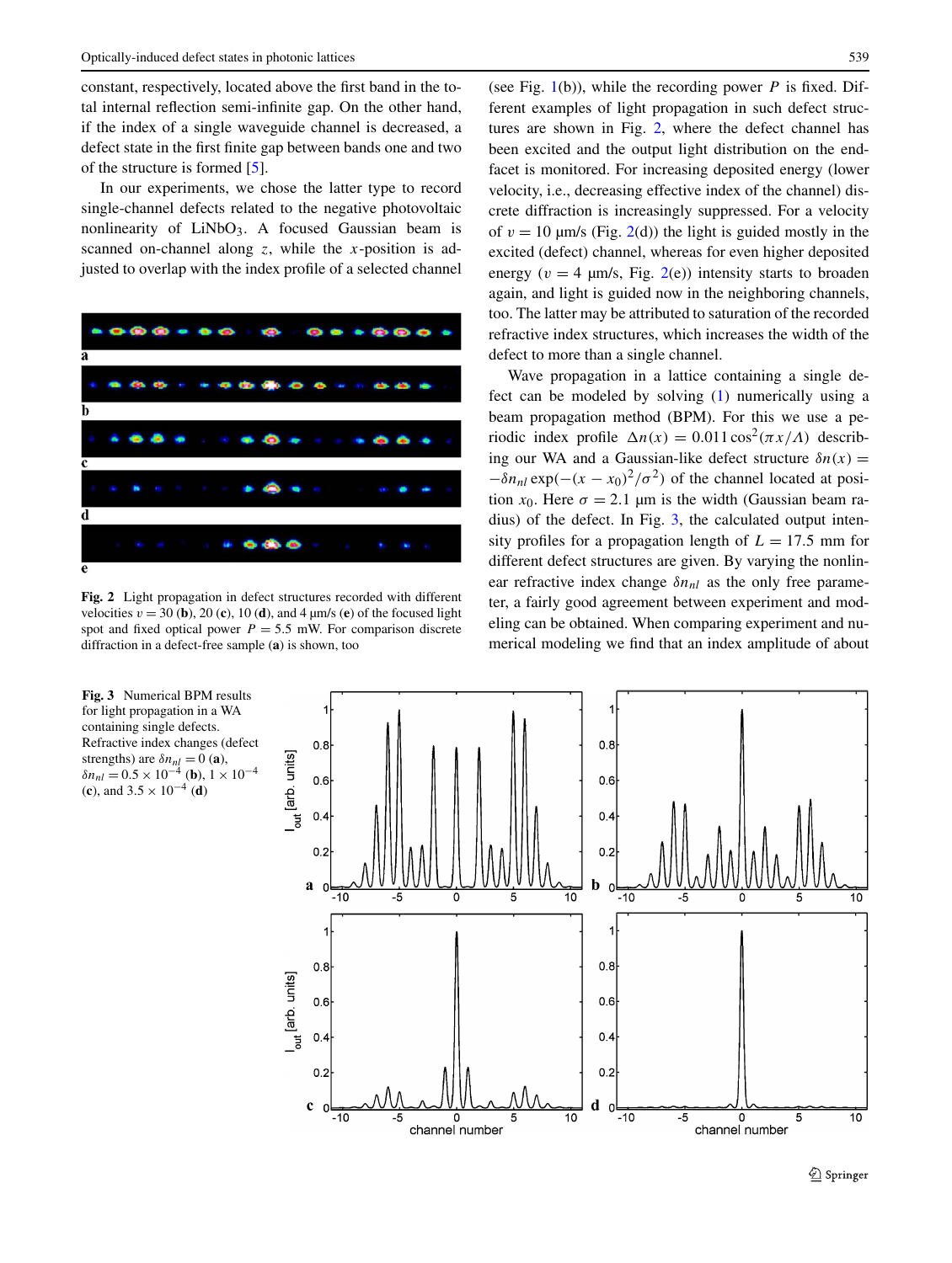constant, respectively, located above the first band in the total internal reflection semi-infinite gap. On the other hand, if the index of a single waveguide channel is decreased, a defect state in the first finite gap between bands one and two of the structure is formed [5].

In our experiments, we chose the latter type to record single-channel defects related to the negative photovoltaic nonlinearity of $LiNbO_3$. A focused Gaussian beam is scanned on-channel along $z$, while the $x$-position is adjusted to overlap with the index profile of a selected channel

a

b

c

d

e

**Fig. 2** Light propagation in defect structures recorded with different velocities $v = 30$ (**b**), 20 (**c**), 10 (**d**), and 4 μm/s (**e**) of the focused light spot and fixed optical power $P = 5.5$ mW. For comparison discrete diffraction in a defect-free sample (**a**) is shown, too

(see Fig. 1(b)), while the recording power $P$ is fixed. Different examples of light propagation in such defect structures are shown in Fig. 2, where the defect channel has been excited and the output light distribution on the endfacet is monitored. For increasing deposited energy (lower velocity, i.e., decreasing effective index of the channel) discrete diffraction is increasingly suppressed. For a velocity of $v = 10$ μm/s (Fig. 2(d)) the light is guided mostly in the excited (defect) channel, whereas for even higher deposited energy ($v = 4$ μm/s, Fig. 2(e)) intensity starts to broaden again, and light is guided now in the neighboring channels, too. The latter may be attributed to saturation of the recorded refractive index structures, which increases the width of the defect to more than a single channel.

Wave propagation in a lattice containing a single defect can be modeled by solving (1) numerically using a beam propagation method (BPM). For this we use a periodic index profile $\Delta n(x) = 0.011\cos^2(\pi x/\Lambda)$ describing our WA and a Gaussian-like defect structure $\delta n(x) = -\delta n_{nl}\exp(-(x - x_0)^2/\sigma^2)$ of the channel located at position $x_0$. Here $\sigma = 2.1$ μm is the width (Gaussian beam radius) of the defect. In Fig. 3, the calculated output intensity profiles for a propagation length of $L = 17.5$ mm for different defect structures are given. By varying the nonlinear refractive index change $\delta n_{nl}$ as the only free parameter, a fairly good agreement between experiment and modeling can be obtained. When comparing experiment and numerical modeling we find that an index amplitude of about

I$_{out}$ [arb. units]
1
0.8
0.6
0.4
0.2
0
a
-10 -5 0 5 10
b
-10 -5 0 5 10
c
-10 -5 0 5 10
channel number
d
-10 -5 0 5 10
channel number

**Fig. 3** Numerical BPM results for light propagation in a WA containing single defects. Refractive index changes (defect strengths) are $\delta n_{nl} = 0$ (**a**), $\delta n_{nl} = 0.5 \times 10^{-4}$ (**b**), $1 \times 10^{-4}$ (**c**), and $3.5 \times 10^{-4}$ (**d**)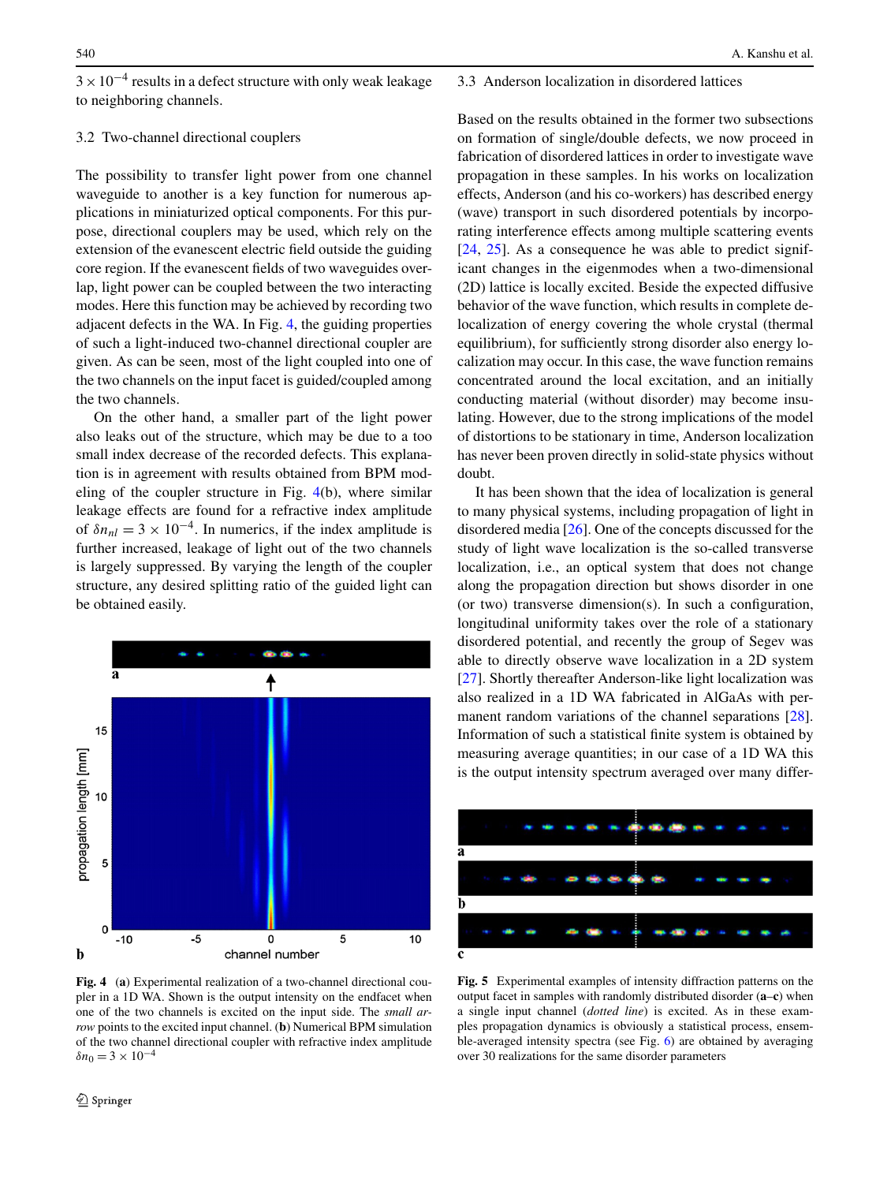$3 \times 10^{-4}$ results in a defect structure with only weak leakage to neighboring channels.

### 3.2 Two-channel directional couplers

The possibility to transfer light power from one channel waveguide to another is a key function for numerous applications in miniaturized optical components. For this purpose, directional couplers may be used, which rely on the extension of the evanescent electric field outside the guiding core region. If the evanescent fields of two waveguides overlap, light power can be coupled between the two interacting modes. Here this function may be achieved by recording two adjacent defects in the WA. In Fig. 4, the guiding properties of such a light-induced two-channel directional coupler are given. As can be seen, most of the light coupled into one of the two channels on the input facet is guided/coupled among the two channels.

On the other hand, a smaller part of the light power also leaks out of the structure, which may be due to a too small index decrease of the recorded defects. This explanation is in agreement with results obtained from BPM modeling of the coupler structure in Fig. 4(b), where similar leakage effects are found for a refractive index amplitude of $\delta n_{nl} = 3 \times 10^{-4}$. In numerics, if the index amplitude is further increased, leakage of light out of the two channels is largely suppressed. By varying the length of the coupler structure, any desired splitting ratio of the guided light can be obtained easily.

a

b

15

10

5

0

propagation length [mm]

-10 -5 0 5 10

channel number

**Fig. 4** (**a**) Experimental realization of a two-channel directional coupler in a 1D WA. Shown is the output intensity on the endfacet when one of the two channels is excited on the input side. The *small arrow* points to the excited input channel. (**b**) Numerical BPM simulation of the two channel directional coupler with refractive index amplitude $\delta n_0 = 3 \times 10^{-4}$

### 3.3 Anderson localization in disordered lattices

Based on the results obtained in the former two subsections on formation of single/double defects, we now proceed in fabrication of disordered lattices in order to investigate wave propagation in these samples. In his works on localization effects, Anderson (and his co-workers) has described energy (wave) transport in such disordered potentials by incorporating interference effects among multiple scattering events [24, 25]. As a consequence he was able to predict significant changes in the eigenmodes when a two-dimensional (2D) lattice is locally excited. Beside the expected diffusive behavior of the wave function, which results in complete delocalization of energy covering the whole crystal (thermal equilibrium), for sufficiently strong disorder also energy localization may occur. In this case, the wave function remains concentrated around the local excitation, and an initially conducting material (without disorder) may become insulating. However, due to the strong implications of the model of distortions to be stationary in time, Anderson localization has never been proven directly in solid-state physics without doubt.

It has been shown that the idea of localization is general to many physical systems, including propagation of light in disordered media [26]. One of the concepts discussed for the study of light wave localization is the so-called transverse localization, i.e., an optical system that does not change along the propagation direction but shows disorder in one (or two) transverse dimension(s). In such a configuration, longitudinal uniformity takes over the role of a stationary disordered potential, and recently the group of Segev was able to directly observe wave localization in a 2D system [27]. Shortly thereafter Anderson-like light localization was also realized in a 1D WA fabricated in AlGaAs with permanent random variations of the channel separations [28]. Information of such a statistical finite system is obtained by measuring average quantities; in our case of a 1D WA this is the output intensity spectrum averaged over many differ-

a

b

c

**Fig. 5** Experimental examples of intensity diffraction patterns on the output facet in samples with randomly distributed disorder (**a**–**c**) when a single input channel (*dotted line*) is excited. As in these examples propagation dynamics is obviously a statistical process, ensemble-averaged intensity spectra (see Fig. 6) are obtained by averaging over 30 realizations for the same disorder parameters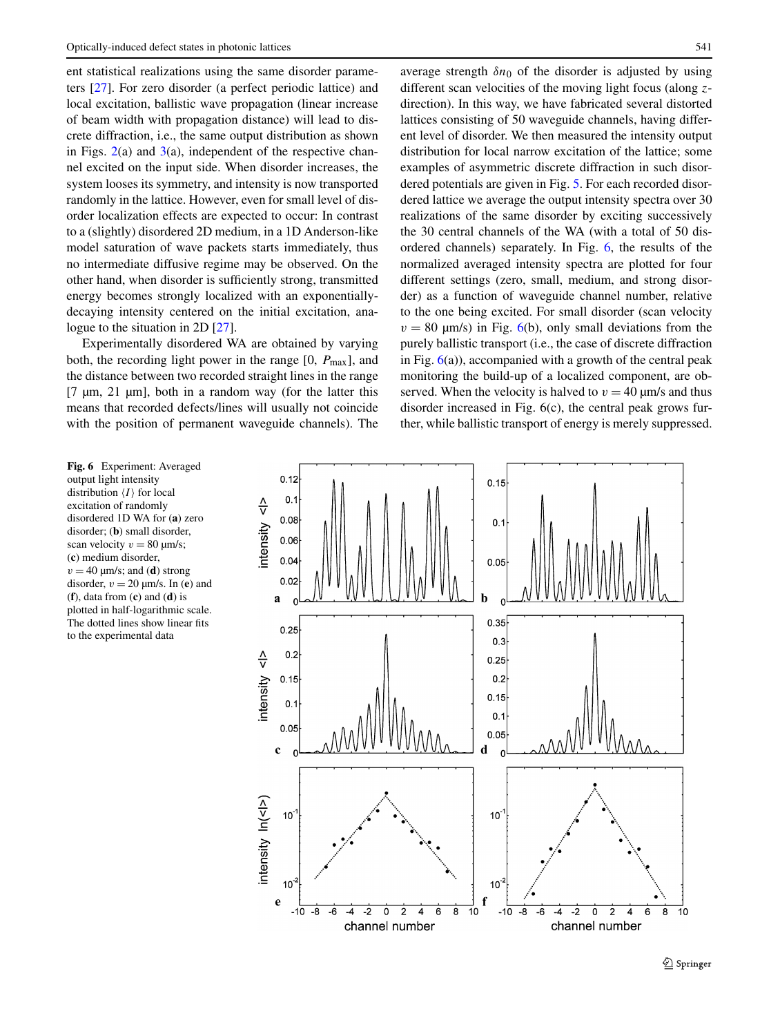ent statistical realizations using the same disorder parameters [27]. For zero disorder (a perfect periodic lattice) and local excitation, ballistic wave propagation (linear increase of beam width with propagation distance) will lead to discrete diffraction, i.e., the same output distribution as shown in Figs. 2(a) and 3(a), independent of the respective channel excited on the input side. When disorder increases, the system looses its symmetry, and intensity is now transported randomly in the lattice. However, even for small level of disorder localization effects are expected to occur: In contrast to a (slightly) disordered 2D medium, in a 1D Anderson-like model saturation of wave packets starts immediately, thus no intermediate diffusive regime may be observed. On the other hand, when disorder is sufficiently strong, transmitted energy becomes strongly localized with an exponentially-decaying intensity centered on the initial excitation, analogue to the situation in 2D [27].

Experimentally disordered WA are obtained by varying both, the recording light power in the range [0, $P_{\max}$], and the distance between two recorded straight lines in the range [7 μm, 21 μm], both in a random way (for the latter this means that recorded defects/lines will usually not coincide with the position of permanent waveguide channels). The average strength $\delta n_0$ of the disorder is adjusted by using different scan velocities of the moving light focus (along $z$-direction). In this way, we have fabricated several distorted lattices consisting of 50 waveguide channels, having different level of disorder. We then measured the intensity output distribution for local narrow excitation of the lattice; some examples of asymmetric discrete diffraction in such disordered potentials are given in Fig. 5. For each recorded disordered lattice we average the output intensity spectra over 30 realizations of the same disorder by exciting successively the 30 central channels of the WA (with a total of 50 disordered channels) separately. In Fig. 6, the results of the normalized averaged intensity spectra are plotted for four different settings (zero, small, medium, and strong disorder) as a function of waveguide channel number, relative to the one being excited. For small disorder (scan velocity $v = 80$ μm/s) in Fig. 6(b), only small deviations from the purely ballistic transport (i.e., the case of discrete diffraction in Fig. 6(a)), accompanied with a growth of the central peak monitoring the build-up of a localized component, are observed. When the velocity is halved to $v = 40$ μm/s and thus disorder increased in Fig. 6(c), the central peak grows further, while ballistic transport of energy is merely suppressed.

a
b
c
d
e
f
intensity <I>
intensity ln(<I>)
channel number
0.12
0.1
0.08
0.06
0.04
0.02
0
0.15
0.1
0.05
0
0.25
0.2
0.15
0.1
0.05
0
0.35
0.3
0.25
0.2
0.15
0.1
0.05
0
$10^{-1}$
$10^{-2}$
-10 -8 -6 -4 -2 0 2 4 6 8 10

**Fig. 6** Experiment: Averaged output light intensity distribution $\langle I \rangle$ for local excitation of randomly disordered 1D WA for (**a**) zero disorder; (**b**) small disorder, scan velocity $v = 80$ μm/s; (**c**) medium disorder, $v = 40$ μm/s; and (**d**) strong disorder, $v = 20$ μm/s. In (**e**) and (**f**), data from (**c**) and (**d**) is plotted in half-logarithmic scale. The dotted lines show linear fits to the experimental data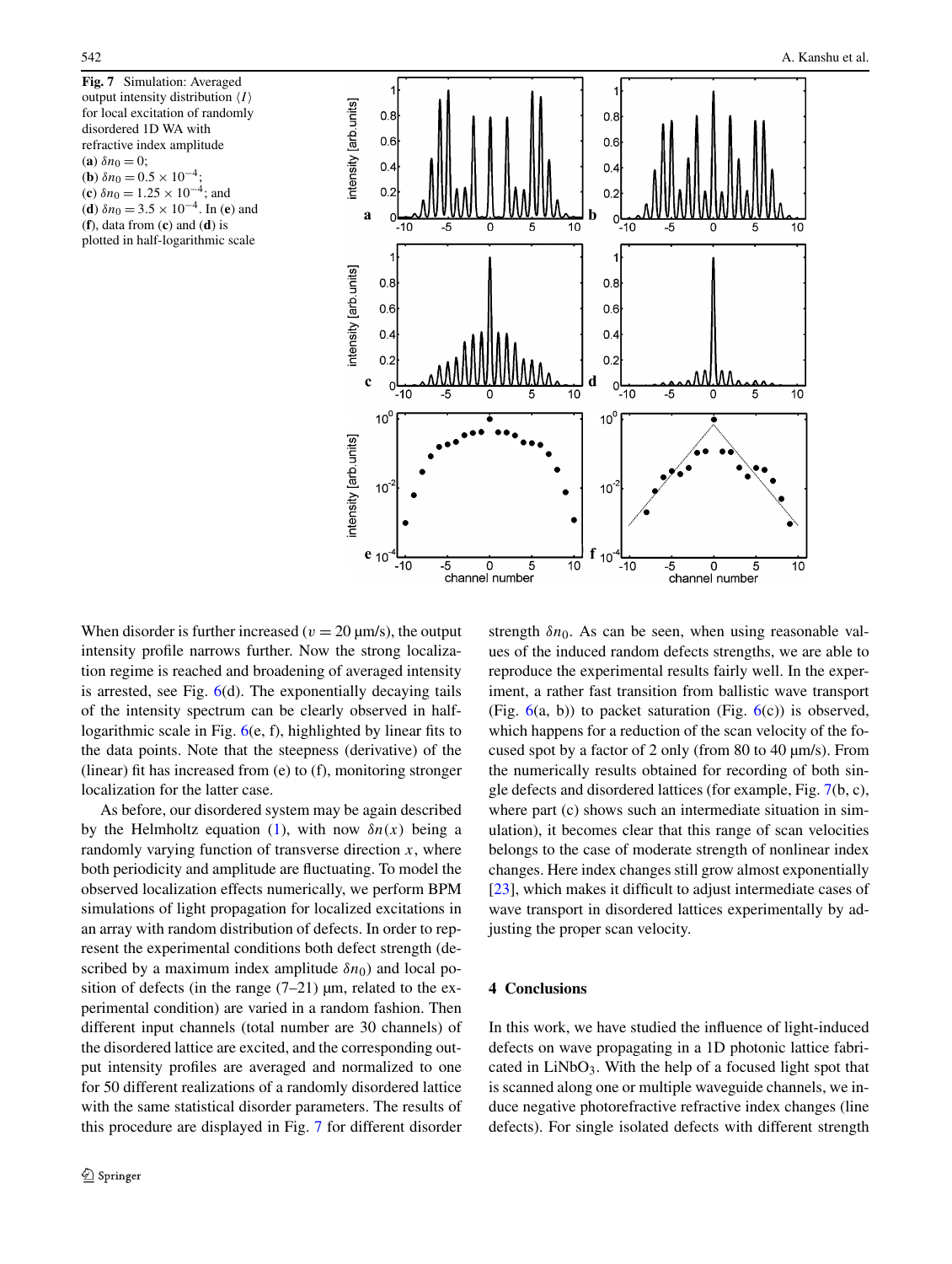Fig. 7 Simulation: Averaged output intensity distribution $\langle I \rangle$ for local excitation of randomly disordered 1D WA with refractive index amplitude (**a**) $\delta n_0 = 0$; (**b**) $\delta n_0 = 0.5 \times 10^{-4}$; (**c**) $\delta n_0 = 1.25 \times 10^{-4}$; and (**d**) $\delta n_0 = 3.5 \times 10^{-4}$. In (**e**) and (**f**), data from (**c**) and (**d**) is plotted in half-logarithmic scale

intensity [arb.units]
channel number
a b c d e f

When disorder is further increased ($v = 20$ μm/s), the output intensity profile narrows further. Now the strong localization regime is reached and broadening of averaged intensity is arrested, see Fig. 6(d). The exponentially decaying tails of the intensity spectrum can be clearly observed in half-logarithmic scale in Fig. 6(e, f), highlighted by linear fits to the data points. Note that the steepness (derivative) of the (linear) fit has increased from (e) to (f), monitoring stronger localization for the latter case.

As before, our disordered system may be again described by the Helmholtz equation (1), with now $\delta n(x)$ being a randomly varying function of transverse direction $x$, where both periodicity and amplitude are fluctuating. To model the observed localization effects numerically, we perform BPM simulations of light propagation for localized excitations in an array with random distribution of defects. In order to represent the experimental conditions both defect strength (described by a maximum index amplitude $\delta n_0$) and local position of defects (in the range (7–21) μm, related to the experimental condition) are varied in a random fashion. Then different input channels (total number are 30 channels) of the disordered lattice are excited, and the corresponding output intensity profiles are averaged and normalized to one for 50 different realizations of a randomly disordered lattice with the same statistical disorder parameters. The results of this procedure are displayed in Fig. 7 for different disorder strength $\delta n_0$. As can be seen, when using reasonable values of the induced random defects strengths, we are able to reproduce the experimental results fairly well. In the experiment, a rather fast transition from ballistic wave transport (Fig. 6(a, b)) to packet saturation (Fig. 6(c)) is observed, which happens for a reduction of the scan velocity of the focused spot by a factor of 2 only (from 80 to 40 μm/s). From the numerically results obtained for recording of both single defects and disordered lattices (for example, Fig. 7(b, c), where part (c) shows such an intermediate situation in simulation), it becomes clear that this range of scan velocities belongs to the case of moderate strength of nonlinear index changes. Here index changes still grow almost exponentially [23], which makes it difficult to adjust intermediate cases of wave transport in disordered lattices experimentally by adjusting the proper scan velocity.

## 4 Conclusions

In this work, we have studied the influence of light-induced defects on wave propagating in a 1D photonic lattice fabricated in $LiNbO_3$. With the help of a focused light spot that is scanned along one or multiple waveguide channels, we induce negative photorefractive refractive index changes (line defects). For single isolated defects with different strength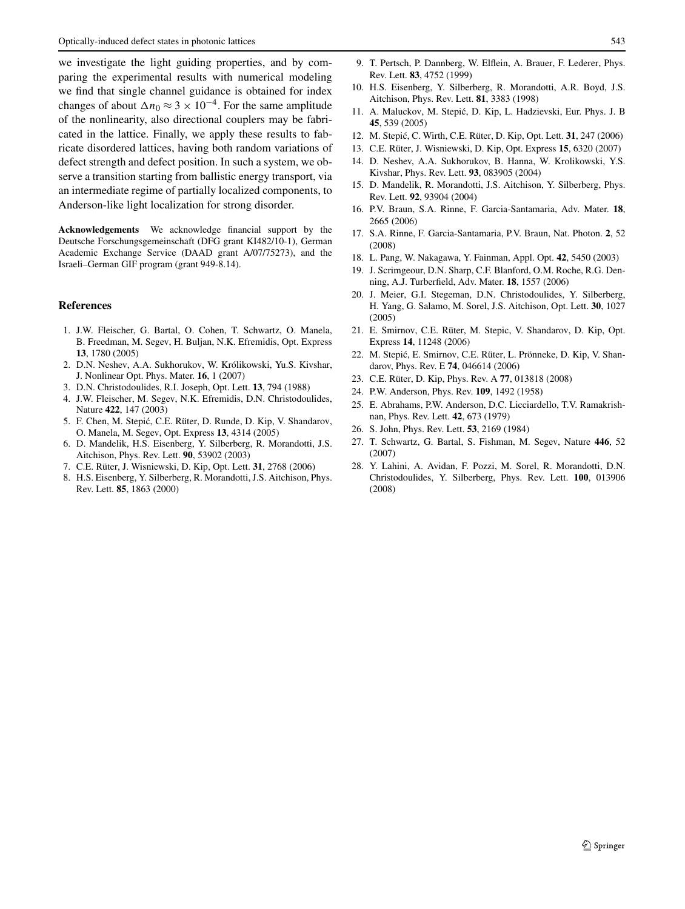we investigate the light guiding properties, and by comparing the experimental results with numerical modeling we find that single channel guidance is obtained for index changes of about $\Delta n_0 \approx 3 \times 10^{-4}$. For the same amplitude of the nonlinearity, also directional couplers may be fabricated in the lattice. Finally, we apply these results to fabricate disordered lattices, having both random variations of defect strength and defect position. In such a system, we observe a transition starting from ballistic energy transport, via an intermediate regime of partially localized components, to Anderson-like light localization for strong disorder.

**Acknowledgements** We acknowledge financial support by the Deutsche Forschungsgemeinschaft (DFG grant KI482/10-1), German Academic Exchange Service (DAAD grant A/07/75273), and the Israeli–German GIF program (grant 949-8.14).

## References

1. J.W. Fleischer, G. Bartal, O. Cohen, T. Schwartz, O. Manela, B. Freedman, M. Segev, H. Buljan, N.K. Efremidis, Opt. Express **13**, 1780 (2005)
2. D.N. Neshev, A.A. Sukhorukov, W. Królikowski, Yu.S. Kivshar, J. Nonlinear Opt. Phys. Mater. **16**, 1 (2007)
3. D.N. Christodoulides, R.I. Joseph, Opt. Lett. **13**, 794 (1988)
4. J.W. Fleischer, M. Segev, N.K. Efremidis, D.N. Christodoulides, Nature **422**, 147 (2003)
5. F. Chen, M. Stepić, C.E. Rüter, D. Runde, D. Kip, V. Shandarov, O. Manela, M. Segev, Opt. Express **13**, 4314 (2005)
6. D. Mandelik, H.S. Eisenberg, Y. Silberberg, R. Morandotti, J.S. Aitchison, Phys. Rev. Lett. **90**, 53902 (2003)
7. C.E. Rüter, J. Wisniewski, D. Kip, Opt. Lett. **31**, 2768 (2006)
8. H.S. Eisenberg, Y. Silberberg, R. Morandotti, J.S. Aitchison, Phys. Rev. Lett. **85**, 1863 (2000)
9. T. Pertsch, P. Dannberg, W. Elflein, A. Brauer, F. Lederer, Phys. Rev. Lett. **83**, 4752 (1999)
10. H.S. Eisenberg, Y. Silberberg, R. Morandotti, A.R. Boyd, J.S. Aitchison, Phys. Rev. Lett. **81**, 3383 (1998)
11. A. Maluckov, M. Stepić, D. Kip, L. Hadzievski, Eur. Phys. J. B **45**, 539 (2005)
12. M. Stepić, C. Wirth, C.E. Rüter, D. Kip, Opt. Lett. **31**, 247 (2006)
13. C.E. Rüter, J. Wisniewski, D. Kip, Opt. Express **15**, 6320 (2007)
14. D. Neshev, A.A. Sukhorukov, B. Hanna, W. Krolikowski, Y.S. Kivshar, Phys. Rev. Lett. **93**, 083905 (2004)
15. D. Mandelik, R. Morandotti, J.S. Aitchison, Y. Silberberg, Phys. Rev. Lett. **92**, 93904 (2004)
16. P.V. Braun, S.A. Rinne, F. Garcia-Santamaria, Adv. Mater. **18**, 2665 (2006)
17. S.A. Rinne, F. Garcia-Santamaria, P.V. Braun, Nat. Photon. **2**, 52 (2008)
18. L. Pang, W. Nakagawa, Y. Fainman, Appl. Opt. **42**, 5450 (2003)
19. J. Scrimgeour, D.N. Sharp, C.F. Blanford, O.M. Roche, R.G. Denning, A.J. Turberfield, Adv. Mater. **18**, 1557 (2006)
20. J. Meier, G.I. Stegeman, D.N. Christodoulides, Y. Silberberg, H. Yang, G. Salamo, M. Sorel, J.S. Aitchison, Opt. Lett. **30**, 1027 (2005)
21. E. Smirnov, C.E. Rüter, M. Stepic, V. Shandarov, D. Kip, Opt. Express **14**, 11248 (2006)
22. M. Stepić, E. Smirnov, C.E. Rüter, L. Prönneke, D. Kip, V. Shandarov, Phys. Rev. E **74**, 046614 (2006)
23. C.E. Rüter, D. Kip, Phys. Rev. A **77**, 013818 (2008)
24. P.W. Anderson, Phys. Rev. **109**, 1492 (1958)
25. E. Abrahams, P.W. Anderson, D.C. Licciardello, T.V. Ramakrishnan, Phys. Rev. Lett. **42**, 673 (1979)
26. S. John, Phys. Rev. Lett. **53**, 2169 (1984)
27. T. Schwartz, G. Bartal, S. Fishman, M. Segev, Nature **446**, 52 (2007)
28. Y. Lahini, A. Avidan, F. Pozzi, M. Sorel, R. Morandotti, D.N. Christodoulides, Y. Silberberg, Phys. Rev. Lett. **100**, 013906 (2008)